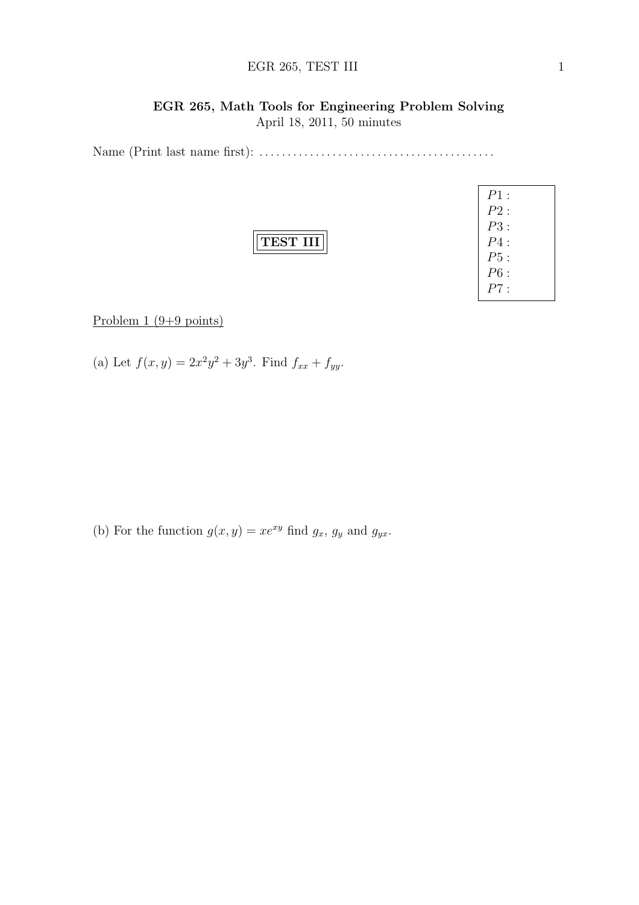**EGR 265, Math Tools for Engineering Problem Solving**
April 18, 2011, 50 minutes

Name (Print last name first): ..........................................

**TEST III**

| |
|---|
| $P1:$ |
| $P2:$ |
| $P3:$ |
| $P4:$ |
| $P5:$ |
| $P6:$ |
| $P7:$ |

Problem 1 (9+9 points)

(a) Let $f(x, y) = 2x^2y^2 + 3y^3$. Find $f_{xx} + f_{yy}$.

(b) For the function $g(x, y) = xe^{xy}$ find $g_x$, $g_y$ and $g_{yx}$.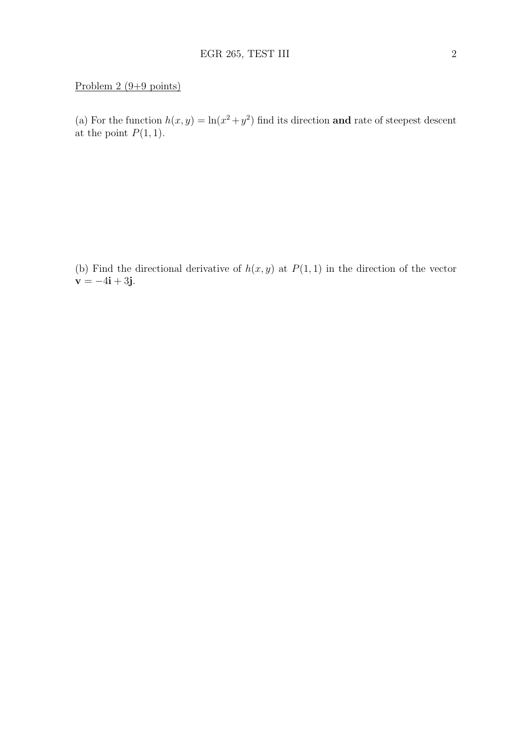Problem 2 (9+9 points)

(a) For the function $h(x, y) = \ln(x^2 + y^2)$ find its direction **and** rate of steepest descent at the point $P(1, 1)$.

(b) Find the directional derivative of $h(x, y)$ at $P(1, 1)$ in the direction of the vector $\mathbf{v} = -4\mathbf{i} + 3\mathbf{j}$.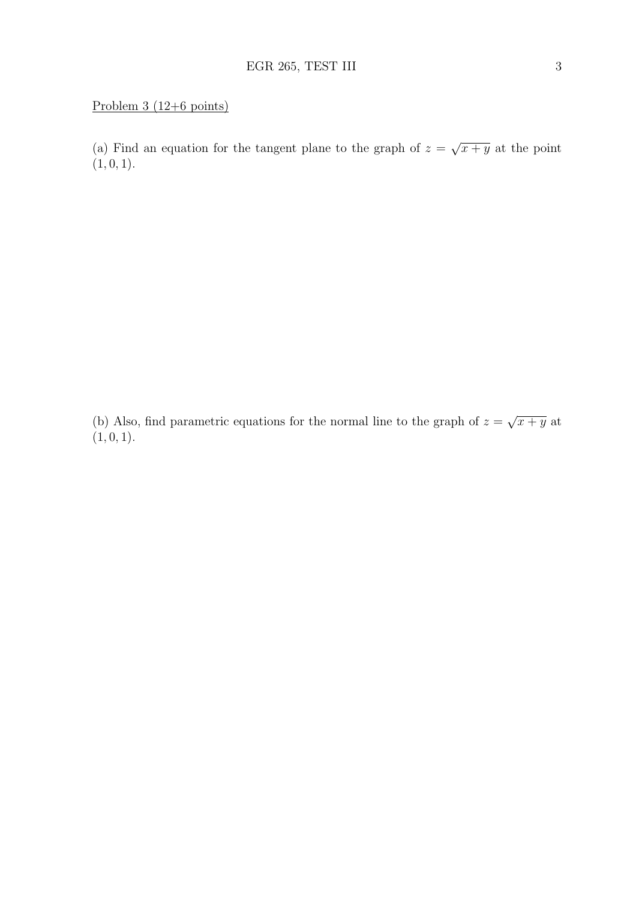Problem 3 (12+6 points)

(a) Find an equation for the tangent plane to the graph of $z = \sqrt{x+y}$ at the point $(1, 0, 1)$.

(b) Also, find parametric equations for the normal line to the graph of $z = \sqrt{x+y}$ at $(1, 0, 1)$.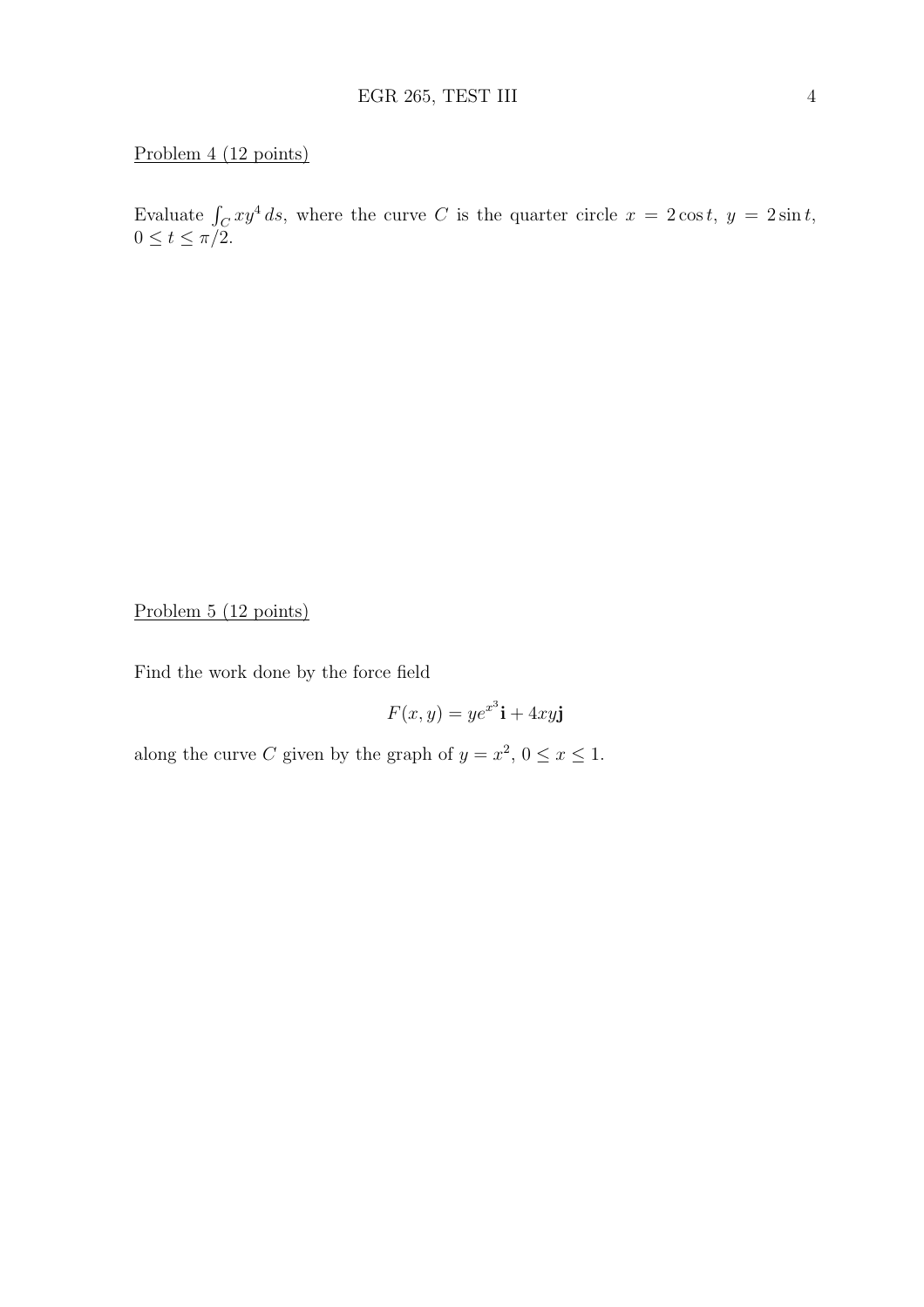Problem 4 (12 points)

Evaluate $\int_C xy^4 \, ds$, where the curve $C$ is the quarter circle $x = 2\cos t$, $y = 2\sin t$, $0 \le t \le \pi/2$.

Problem 5 (12 points)

Find the work done by the force field

$$F(x, y) = ye^{x^3}\mathbf{i} + 4xy\mathbf{j}$$

along the curve $C$ given by the graph of $y = x^2$, $0 \le x \le 1$.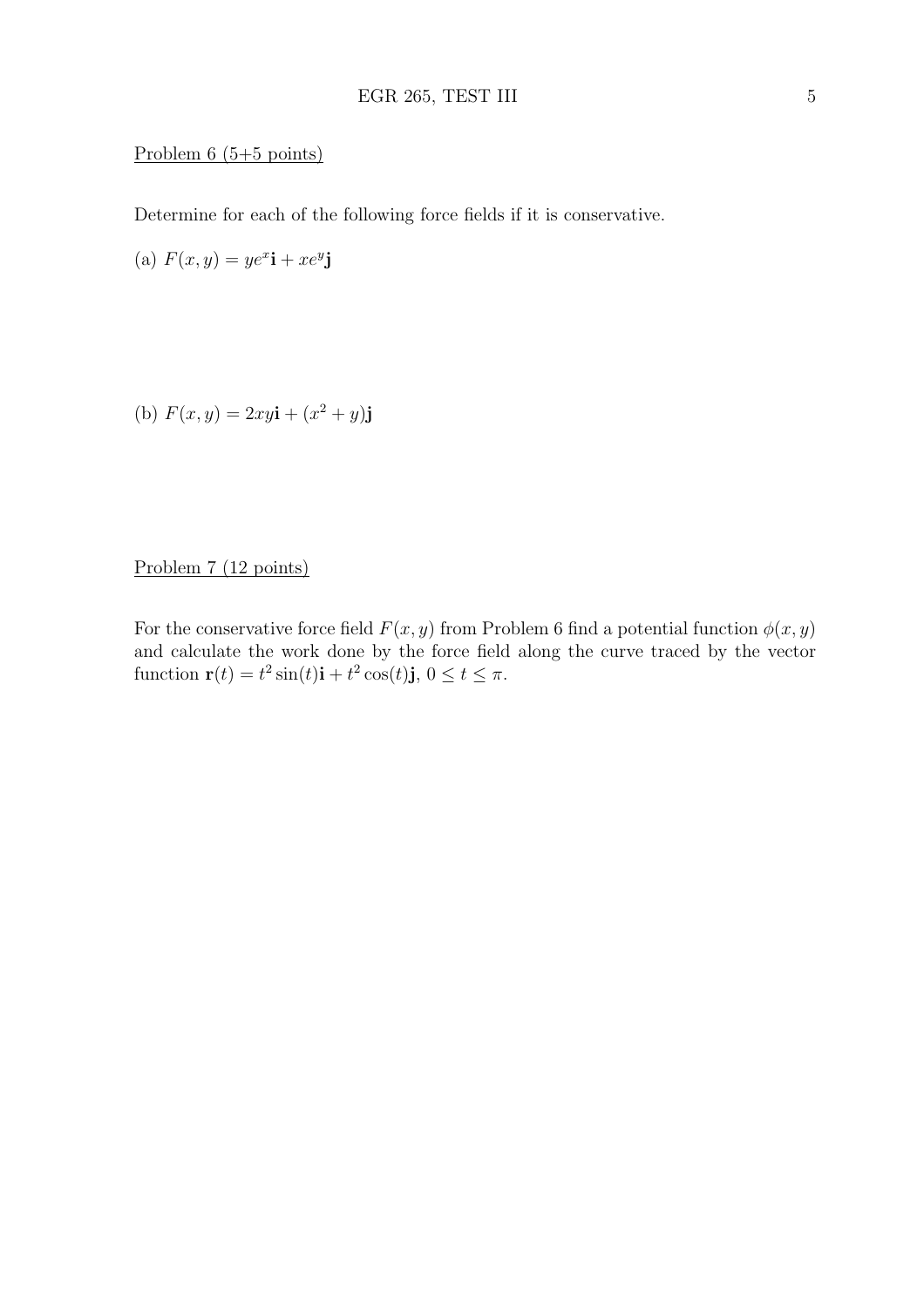Problem 6 (5+5 points)

Determine for each of the following force fields if it is conservative.

(a) $F(x,y) = ye^x\mathbf{i} + xe^y\mathbf{j}$

(b) $F(x,y) = 2xy\mathbf{i} + (x^2 + y)\mathbf{j}$

Problem 7 (12 points)

For the conservative force field $F(x,y)$ from Problem 6 find a potential function $\phi(x,y)$ and calculate the work done by the force field along the curve traced by the vector function $\mathbf{r}(t) = t^2\sin(t)\mathbf{i} + t^2\cos(t)\mathbf{j}$, $0 \leq t \leq \pi$.